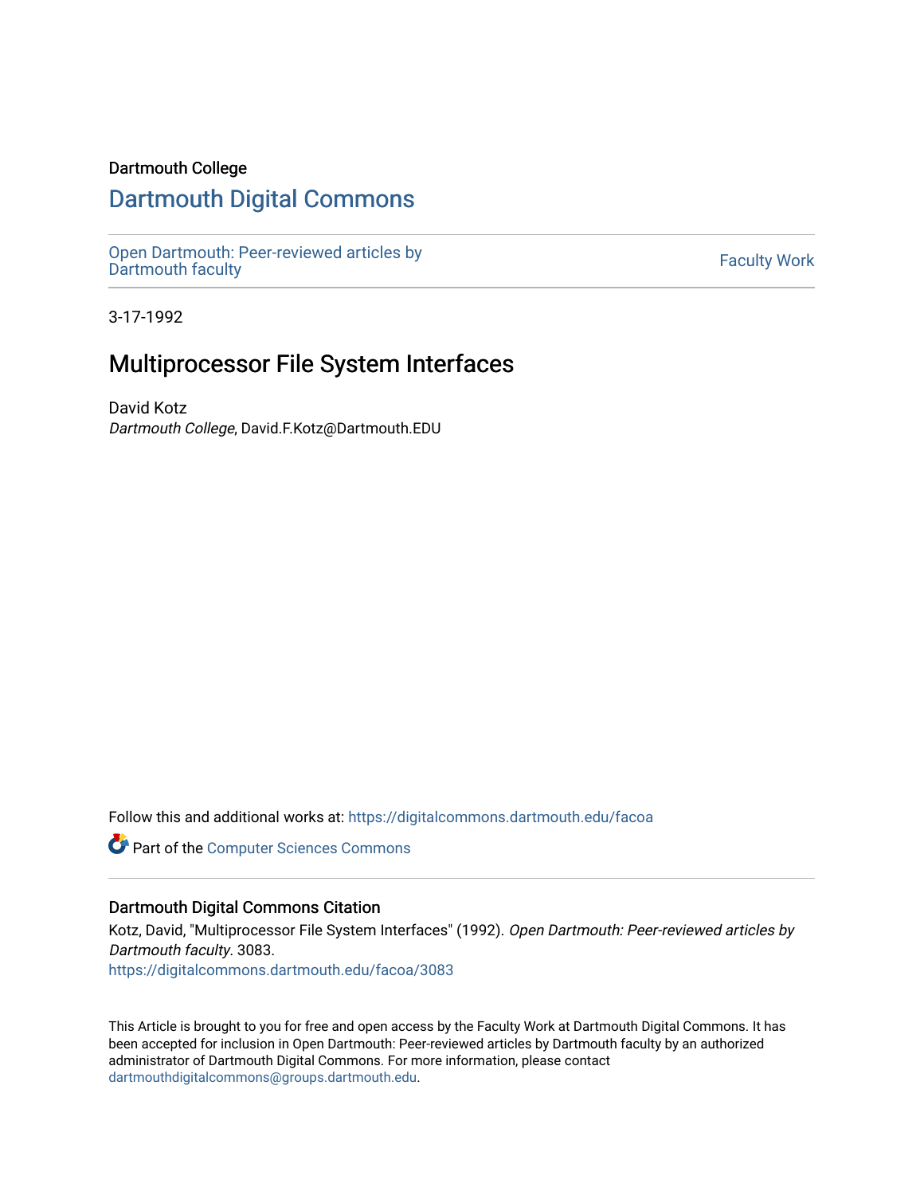Dartmouth College

# Dartmouth Digital Commons

Open Dartmouth: Peer-reviewed articles by Dartmouth faculty

Faculty Work

3-17-1992

## Multiprocessor File System Interfaces

David Kotz
*Dartmouth College*, David.F.Kotz@Dartmouth.EDU

Follow this and additional works at: https://digitalcommons.dartmouth.edu/facoa

Part of the Computer Sciences Commons

### Dartmouth Digital Commons Citation

Kotz, David, "Multiprocessor File System Interfaces" (1992). *Open Dartmouth: Peer-reviewed articles by Dartmouth faculty*. 3083.
https://digitalcommons.dartmouth.edu/facoa/3083

This Article is brought to you for free and open access by the Faculty Work at Dartmouth Digital Commons. It has been accepted for inclusion in Open Dartmouth: Peer-reviewed articles by Dartmouth faculty by an authorized administrator of Dartmouth Digital Commons. For more information, please contact dartmouthdigitalcommons@groups.dartmouth.edu.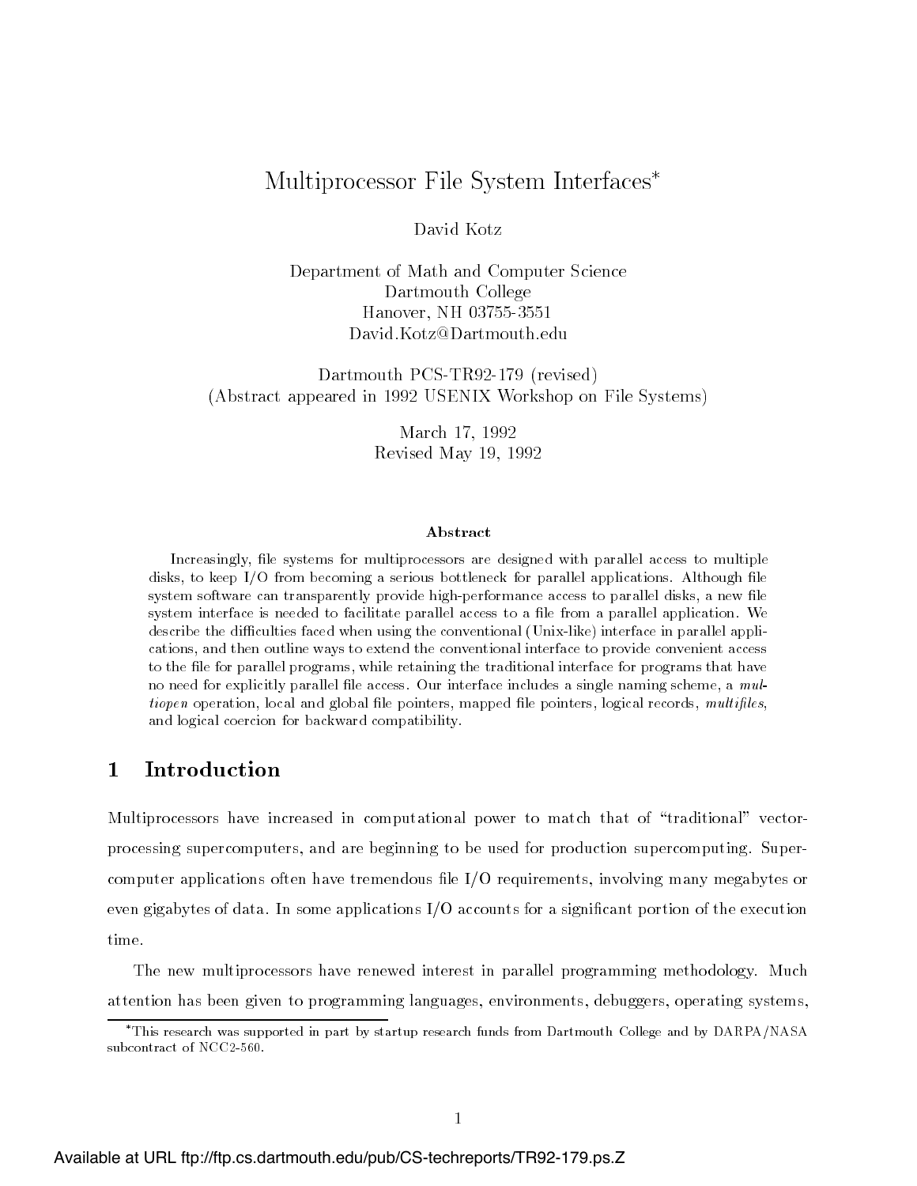# Multiprocessor File System Interfaces*

David Kotz

Department of Math and Computer Science
Dartmouth College
Hanover, NH 03755-3551
David.Kotz@Dartmouth.edu

Dartmouth PCS-TR92-179 (revised)
(Abstract appeared in 1992 USENIX Workshop on File Systems)

March 17, 1992
Revised May 19, 1992

### Abstract

Increasingly, file systems for multiprocessors are designed with parallel access to multiple disks, to keep I/O from becoming a serious bottleneck for parallel applications. Although file system software can transparently provide high-performance access to parallel disks, a new file system interface is needed to facilitate parallel access to a file from a parallel application. We describe the difficulties faced when using the conventional (Unix-like) interface in parallel applications, and then outline ways to extend the conventional interface to provide convenient access to the file for parallel programs, while retaining the traditional interface for programs that have no need for explicitly parallel file access. Our interface includes a single naming scheme, a *multiopen* operation, local and global file pointers, mapped file pointers, logical records, *multifiles*, and logical coercion for backward compatibility.

## 1 Introduction

Multiprocessors have increased in computational power to match that of "traditional" vector-processing supercomputers, and are beginning to be used for production supercomputing. Supercomputer applications often have tremendous file I/O requirements, involving many megabytes or even gigabytes of data. In some applications I/O accounts for a significant portion of the execution time.

The new multiprocessors have renewed interest in parallel programming methodology. Much attention has been given to programming languages, environments, debuggers, operating systems,

*This research was supported in part by startup research funds from Dartmouth College and by DARPA/NASA subcontract of NCC2-560.

Available at URL ftp://ftp.cs.dartmouth.edu/pub/CS-techreports/TR92-179.ps.Z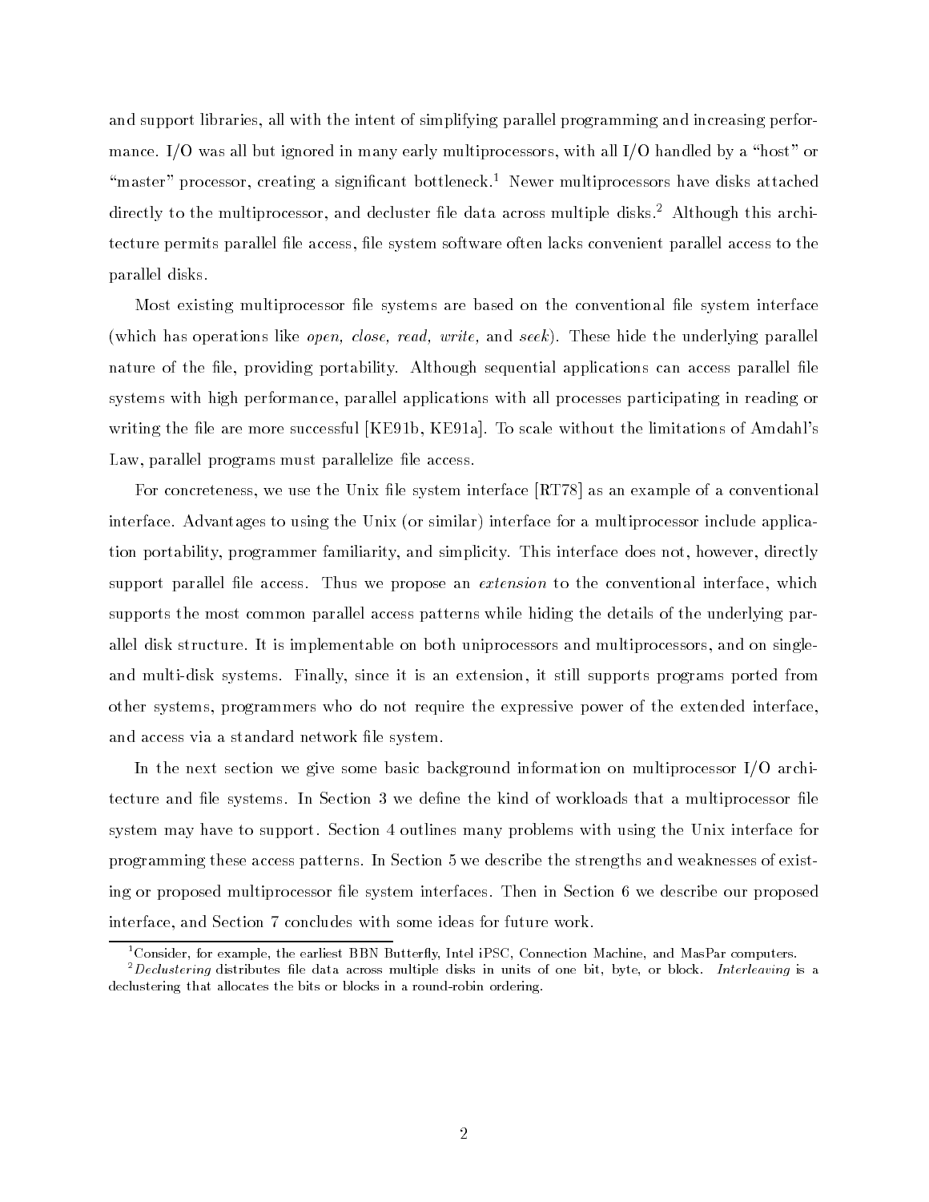and support libraries, all with the intent of simplifying parallel programming and increasing performance. I/O was all but ignored in many early multiprocessors, with all I/O handled by a "host" or "master" processor, creating a significant bottleneck.[1] Newer multiprocessors have disks attached directly to the multiprocessor, and decluster file data across multiple disks.[2] Although this architecture permits parallel file access, file system software often lacks convenient parallel access to the parallel disks.

Most existing multiprocessor file systems are based on the conventional file system interface (which has operations like *open, close, read, write,* and *seek*). These hide the underlying parallel nature of the file, providing portability. Although sequential applications can access parallel file systems with high performance, parallel applications with all processes participating in reading or writing the file are more successful [KE91b, KE91a]. To scale without the limitations of Amdahl's Law, parallel programs must parallelize file access.

For concreteness, we use the Unix file system interface [RT78] as an example of a conventional interface. Advantages to using the Unix (or similar) interface for a multiprocessor include application portability, programmer familiarity, and simplicity. This interface does not, however, directly support parallel file access. Thus we propose an *extension* to the conventional interface, which supports the most common parallel access patterns while hiding the details of the underlying parallel disk structure. It is implementable on both uniprocessors and multiprocessors, and on single- and multi-disk systems. Finally, since it is an extension, it still supports programs ported from other systems, programmers who do not require the expressive power of the extended interface, and access via a standard network file system.

In the next section we give some basic background information on multiprocessor I/O architecture and file systems. In Section 3 we define the kind of workloads that a multiprocessor file system may have to support. Section 4 outlines many problems with using the Unix interface for programming these access patterns. In Section 5 we describe the strengths and weaknesses of existing or proposed multiprocessor file system interfaces. Then in Section 6 we describe our proposed interface, and Section 7 concludes with some ideas for future work.

---

[1] Consider, for example, the earliest BBN Butterfly, Intel iPSC, Connection Machine, and MasPar computers.

[2] *Declustering* distributes file data across multiple disks in units of one bit, byte, or block. *Interleaving* is a declustering that allocates the bits or blocks in a round-robin ordering.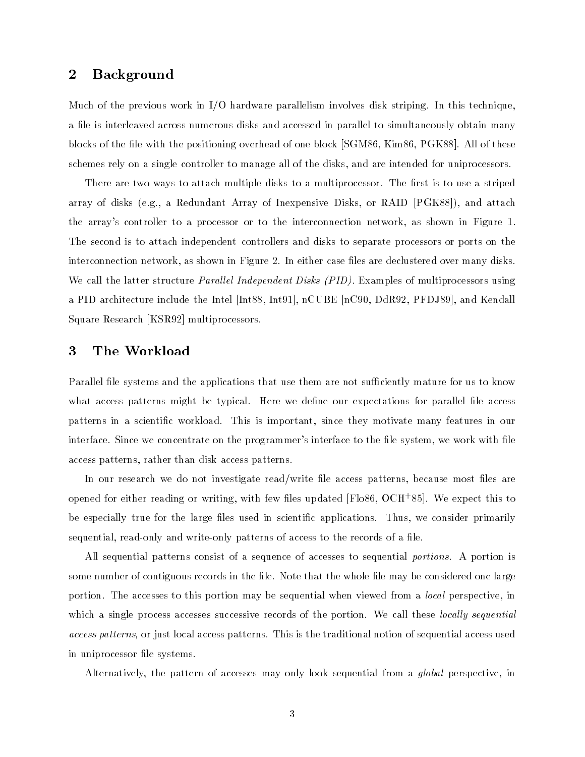## 2 Background

Much of the previous work in I/O hardware parallelism involves disk striping. In this technique, a file is interleaved across numerous disks and accessed in parallel to simultaneously obtain many blocks of the file with the positioning overhead of one block [SGM86, Kim86, PGK88]. All of these schemes rely on a single controller to manage all of the disks, and are intended for uniprocessors.

There are two ways to attach multiple disks to a multiprocessor. The first is to use a striped array of disks (e.g., a Redundant Array of Inexpensive Disks, or RAID [PGK88]), and attach the array's controller to a processor or to the interconnection network, as shown in Figure 1. The second is to attach independent controllers and disks to separate processors or ports on the interconnection network, as shown in Figure 2. In either case files are declustered over many disks. We call the latter structure *Parallel Independent Disks (PID)*. Examples of multiprocessors using a PID architecture include the Intel [Int88, Int91], nCUBE [nC90, DdR92, PFDJ89], and Kendall Square Research [KSR92] multiprocessors.

## 3 The Workload

Parallel file systems and the applications that use them are not sufficiently mature for us to know what access patterns might be typical. Here we define our expectations for parallel file access patterns in a scientific workload. This is important, since they motivate many features in our interface. Since we concentrate on the programmer's interface to the file system, we work with file access patterns, rather than disk access patterns.

In our research we do not investigate read/write file access patterns, because most files are opened for either reading or writing, with few files updated [Flo86, OCH+85]. We expect this to be especially true for the large files used in scientific applications. Thus, we consider primarily sequential, read-only and write-only patterns of access to the records of a file.

All sequential patterns consist of a sequence of accesses to sequential *portions*. A portion is some number of contiguous records in the file. Note that the whole file may be considered one large portion. The accesses to this portion may be sequential when viewed from a *local* perspective, in which a single process accesses successive records of the portion. We call these *locally sequential access patterns,* or just local access patterns. This is the traditional notion of sequential access used in uniprocessor file systems.

Alternatively, the pattern of accesses may only look sequential from a *global* perspective, in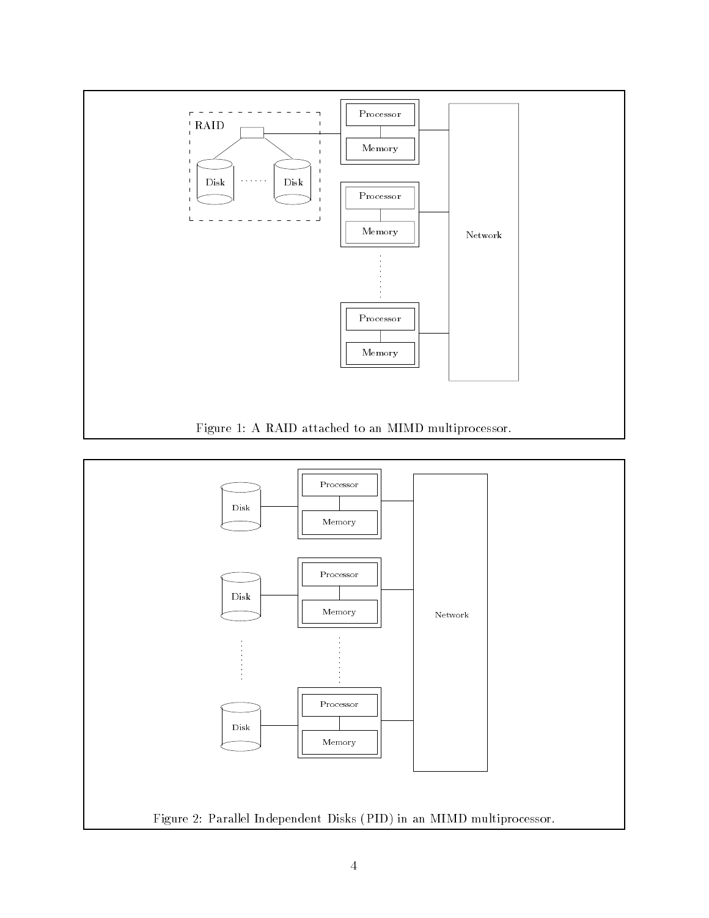Figure 1: A RAID attached to an MIMD multiprocessor.

Figure 2: Parallel Independent Disks (PID) in an MIMD multiprocessor.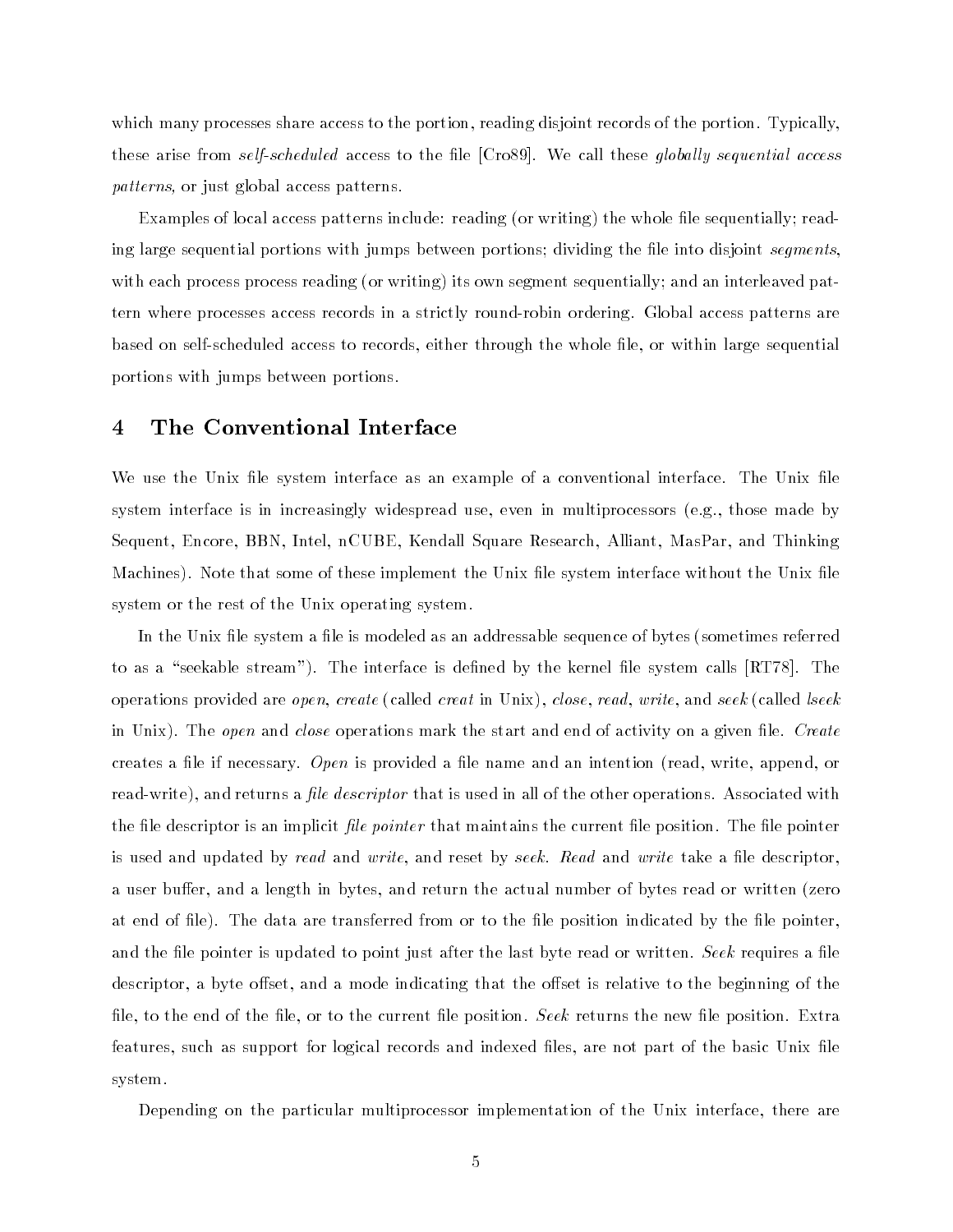which many processes share access to the portion, reading disjoint records of the portion. Typically, these arise from *self-scheduled* access to the file [Cro89]. We call these *globally sequential access patterns,* or just global access patterns.

Examples of local access patterns include: reading (or writing) the whole file sequentially; reading large sequential portions with jumps between portions; dividing the file into disjoint *segments*, with each process process reading (or writing) its own segment sequentially; and an interleaved pattern where processes access records in a strictly round-robin ordering. Global access patterns are based on self-scheduled access to records, either through the whole file, or within large sequential portions with jumps between portions.

# 4 The Conventional Interface

We use the Unix file system interface as an example of a conventional interface. The Unix file system interface is in increasingly widespread use, even in multiprocessors (e.g., those made by Sequent, Encore, BBN, Intel, nCUBE, Kendall Square Research, Alliant, MasPar, and Thinking Machines). Note that some of these implement the Unix file system interface without the Unix file system or the rest of the Unix operating system.

In the Unix file system a file is modeled as an addressable sequence of bytes (sometimes referred to as a "seekable stream"). The interface is defined by the kernel file system calls [RT78]. The operations provided are *open*, *create* (called *creat* in Unix), *close*, *read*, *write*, and *seek* (called *lseek* in Unix). The *open* and *close* operations mark the start and end of activity on a given file. *Create* creates a file if necessary. *Open* is provided a file name and an intention (read, write, append, or read-write), and returns a *file descriptor* that is used in all of the other operations. Associated with the file descriptor is an implicit *file pointer* that maintains the current file position. The file pointer is used and updated by *read* and *write*, and reset by *seek*. *Read* and *write* take a file descriptor, a user buffer, and a length in bytes, and return the actual number of bytes read or written (zero at end of file). The data are transferred from or to the file position indicated by the file pointer, and the file pointer is updated to point just after the last byte read or written. *Seek* requires a file descriptor, a byte offset, and a mode indicating that the offset is relative to the beginning of the file, to the end of the file, or to the current file position. *Seek* returns the new file position. Extra features, such as support for logical records and indexed files, are not part of the basic Unix file system.

Depending on the particular multiprocessor implementation of the Unix interface, there are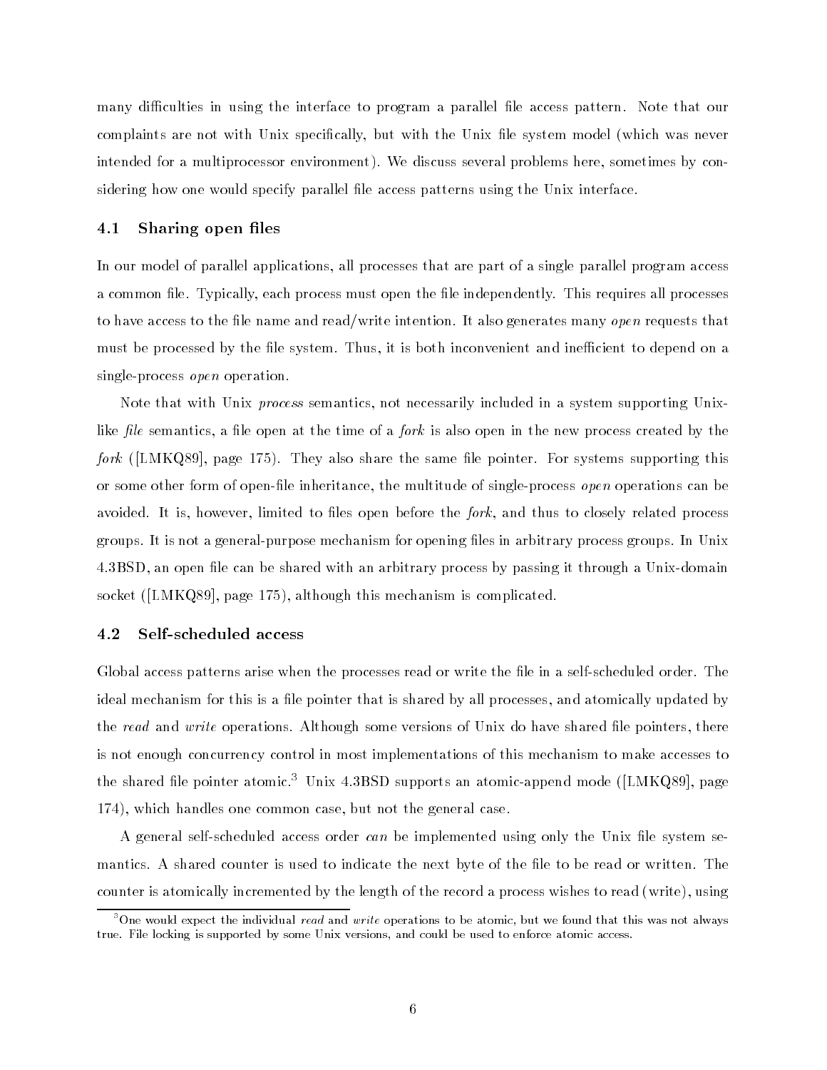many difficulties in using the interface to program a parallel file access pattern. Note that our complaints are not with Unix specifically, but with the Unix file system model (which was never intended for a multiprocessor environment). We discuss several problems here, sometimes by considering how one would specify parallel file access patterns using the Unix interface.

### 4.1 Sharing open files

In our model of parallel applications, all processes that are part of a single parallel program access a common file. Typically, each process must open the file independently. This requires all processes to have access to the file name and read/write intention. It also generates many *open* requests that must be processed by the file system. Thus, it is both inconvenient and inefficient to depend on a single-process *open* operation.

Note that with Unix *process* semantics, not necessarily included in a system supporting Unix-like *file* semantics, a file open at the time of a *fork* is also open in the new process created by the *fork* ([LMKQ89], page 175). They also share the same file pointer. For systems supporting this or some other form of open-file inheritance, the multitude of single-process *open* operations can be avoided. It is, however, limited to files open before the *fork*, and thus to closely related process groups. It is not a general-purpose mechanism for opening files in arbitrary process groups. In Unix 4.3BSD, an open file can be shared with an arbitrary process by passing it through a Unix-domain socket ([LMKQ89], page 175), although this mechanism is complicated.

### 4.2 Self-scheduled access

Global access patterns arise when the processes read or write the file in a self-scheduled order. The ideal mechanism for this is a file pointer that is shared by all processes, and atomically updated by the *read* and *write* operations. Although some versions of Unix do have shared file pointers, there is not enough concurrency control in most implementations of this mechanism to make accesses to the shared file pointer atomic.[3] Unix 4.3BSD supports an atomic-append mode ([LMKQ89], page 174), which handles one common case, but not the general case.

A general self-scheduled access order *can* be implemented using only the Unix file system semantics. A shared counter is used to indicate the next byte of the file to be read or written. The counter is atomically incremented by the length of the record a process wishes to read (write), using

[3] One would expect the individual *read* and *write* operations to be atomic, but we found that this was not always true. File locking is supported by some Unix versions, and could be used to enforce atomic access.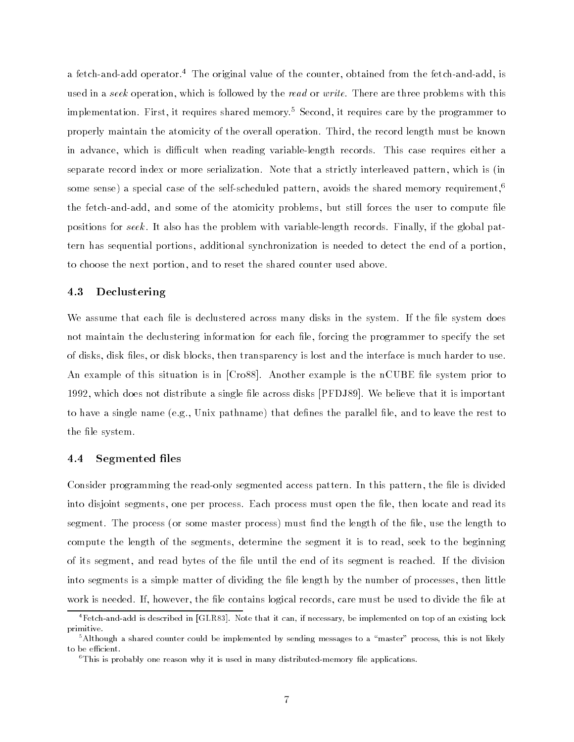a fetch-and-add operator.[4] The original value of the counter, obtained from the fetch-and-add, is used in a *seek* operation, which is followed by the *read* or *write*. There are three problems with this implementation. First, it requires shared memory.[5] Second, it requires care by the programmer to properly maintain the atomicity of the overall operation. Third, the record length must be known in advance, which is difficult when reading variable-length records. This case requires either a separate record index or more serialization. Note that a strictly interleaved pattern, which is (in some sense) a special case of the self-scheduled pattern, avoids the shared memory requirement,[6] the fetch-and-add, and some of the atomicity problems, but still forces the user to compute file positions for *seek*. It also has the problem with variable-length records. Finally, if the global pattern has sequential portions, additional synchronization is needed to detect the end of a portion, to choose the next portion, and to reset the shared counter used above.

### 4.3 Declustering

We assume that each file is declustered across many disks in the system. If the file system does not maintain the declustering information for each file, forcing the programmer to specify the set of disks, disk files, or disk blocks, then transparency is lost and the interface is much harder to use. An example of this situation is in [Cro88]. Another example is the nCUBE file system prior to 1992, which does not distribute a single file across disks [PFDJ89]. We believe that it is important to have a single name (e.g., Unix pathname) that defines the parallel file, and to leave the rest to the file system.

### 4.4 Segmented files

Consider programming the read-only segmented access pattern. In this pattern, the file is divided into disjoint segments, one per process. Each process must open the file, then locate and read its segment. The process (or some master process) must find the length of the file, use the length to compute the length of the segments, determine the segment it is to read, seek to the beginning of its segment, and read bytes of the file until the end of its segment is reached. If the division into segments is a simple matter of dividing the file length by the number of processes, then little work is needed. If, however, the file contains logical records, care must be used to divide the file at

[4] Fetch-and-add is described in [GLR83]. Note that it can, if necessary, be implemented on top of an existing lock primitive.

[5] Although a shared counter could be implemented by sending messages to a "master" process, this is not likely to be efficient.

[6] This is probably one reason why it is used in many distributed-memory file applications.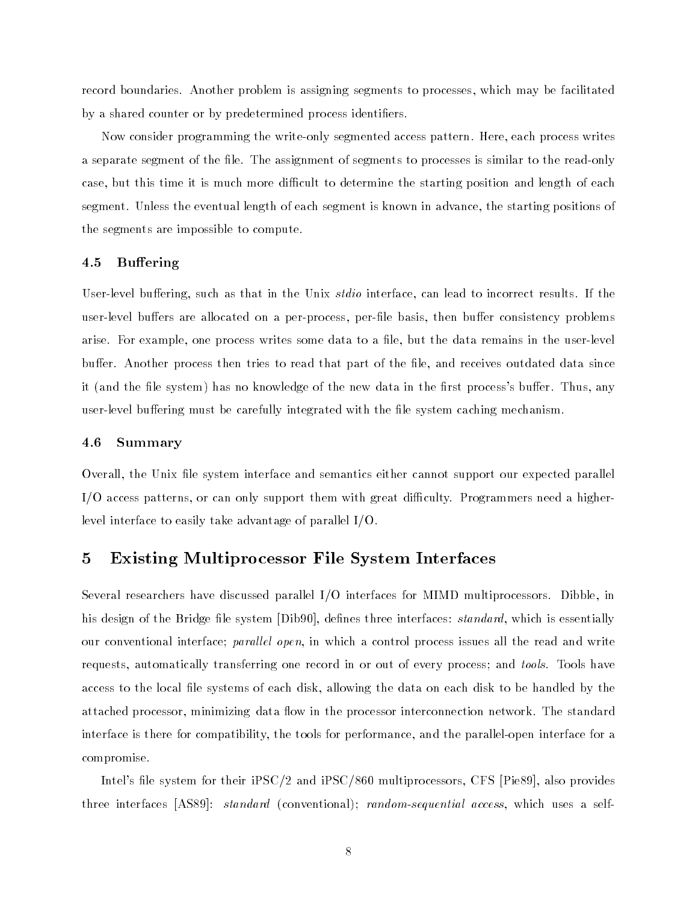record boundaries. Another problem is assigning segments to processes, which may be facilitated by a shared counter or by predetermined process identifiers.

Now consider programming the write-only segmented access pattern. Here, each process writes a separate segment of the file. The assignment of segments to processes is similar to the read-only case, but this time it is much more difficult to determine the starting position and length of each segment. Unless the eventual length of each segment is known in advance, the starting positions of the segments are impossible to compute.

### 4.5 Buffering

User-level buffering, such as that in the Unix *stdio* interface, can lead to incorrect results. If the user-level buffers are allocated on a per-process, per-file basis, then buffer consistency problems arise. For example, one process writes some data to a file, but the data remains in the user-level buffer. Another process then tries to read that part of the file, and receives outdated data since it (and the file system) has no knowledge of the new data in the first process's buffer. Thus, any user-level buffering must be carefully integrated with the file system caching mechanism.

### 4.6 Summary

Overall, the Unix file system interface and semantics either cannot support our expected parallel I/O access patterns, or can only support them with great difficulty. Programmers need a higher-level interface to easily take advantage of parallel I/O.

## 5 Existing Multiprocessor File System Interfaces

Several researchers have discussed parallel I/O interfaces for MIMD multiprocessors. Dibble, in his design of the Bridge file system [Dib90], defines three interfaces: *standard*, which is essentially our conventional interface; *parallel open*, in which a control process issues all the read and write requests, automatically transferring one record in or out of every process; and *tools*. Tools have access to the local file systems of each disk, allowing the data on each disk to be handled by the attached processor, minimizing data flow in the processor interconnection network. The standard interface is there for compatibility, the tools for performance, and the parallel-open interface for a compromise.

Intel's file system for their iPSC/2 and iPSC/860 multiprocessors, CFS [Pie89], also provides three interfaces [AS89]: *standard* (conventional); *random-sequential access*, which uses a self-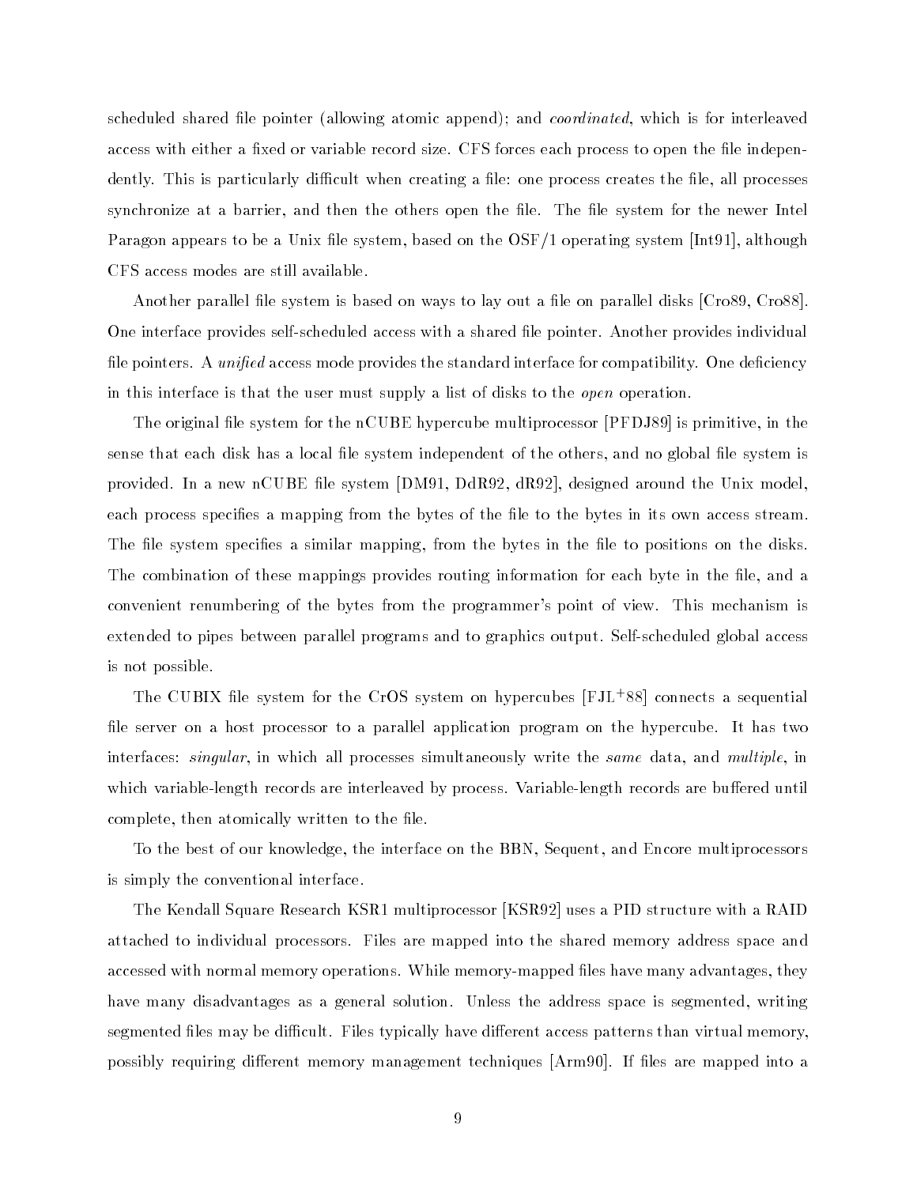scheduled shared file pointer (allowing atomic append); and *coordinated*, which is for interleaved access with either a fixed or variable record size. CFS forces each process to open the file independently. This is particularly difficult when creating a file: one process creates the file, all processes synchronize at a barrier, and then the others open the file. The file system for the newer Intel Paragon appears to be a Unix file system, based on the OSF/1 operating system [Int91], although CFS access modes are still available.

Another parallel file system is based on ways to lay out a file on parallel disks [Cro89, Cro88]. One interface provides self-scheduled access with a shared file pointer. Another provides individual file pointers. A *unified* access mode provides the standard interface for compatibility. One deficiency in this interface is that the user must supply a list of disks to the *open* operation.

The original file system for the nCUBE hypercube multiprocessor [PFDJ89] is primitive, in the sense that each disk has a local file system independent of the others, and no global file system is provided. In a new nCUBE file system [DM91, DdR92, dR92], designed around the Unix model, each process specifies a mapping from the bytes of the file to the bytes in its own access stream. The file system specifies a similar mapping, from the bytes in the file to positions on the disks. The combination of these mappings provides routing information for each byte in the file, and a convenient renumbering of the bytes from the programmer's point of view. This mechanism is extended to pipes between parallel programs and to graphics output. Self-scheduled global access is not possible.

The CUBIX file system for the CrOS system on hypercubes [FJL+88] connects a sequential file server on a host processor to a parallel application program on the hypercube. It has two interfaces: *singular*, in which all processes simultaneously write the *same* data, and *multiple*, in which variable-length records are interleaved by process. Variable-length records are buffered until complete, then atomically written to the file.

To the best of our knowledge, the interface on the BBN, Sequent, and Encore multiprocessors is simply the conventional interface.

The Kendall Square Research KSR1 multiprocessor [KSR92] uses a PID structure with a RAID attached to individual processors. Files are mapped into the shared memory address space and accessed with normal memory operations. While memory-mapped files have many advantages, they have many disadvantages as a general solution. Unless the address space is segmented, writing segmented files may be difficult. Files typically have different access patterns than virtual memory, possibly requiring different memory management techniques [Arm90]. If files are mapped into a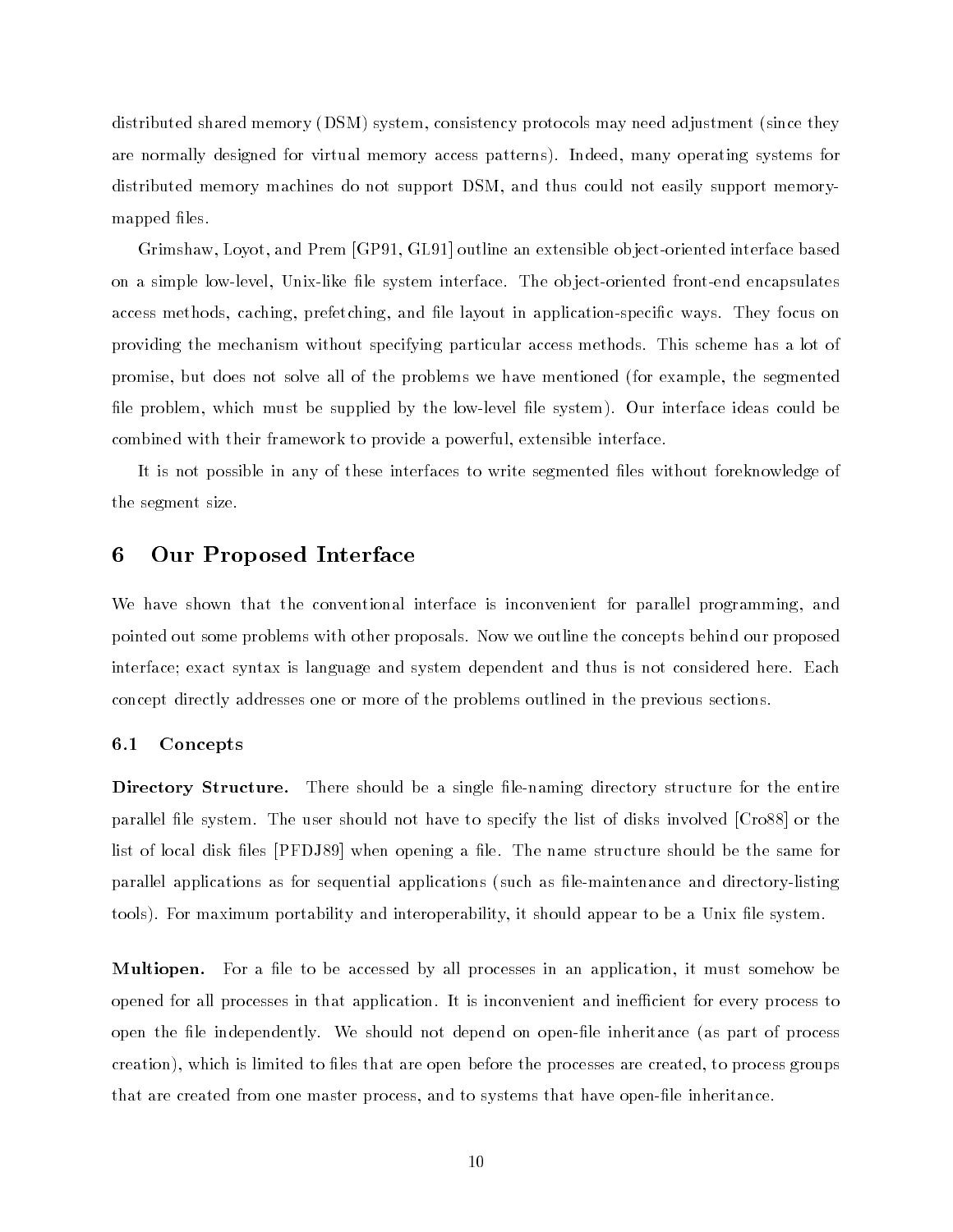distributed shared memory (DSM) system, consistency protocols may need adjustment (since they are normally designed for virtual memory access patterns). Indeed, many operating systems for distributed memory machines do not support DSM, and thus could not easily support memory-mapped files.

Grimshaw, Loyot, and Prem [GP91, GL91] outline an extensible object-oriented interface based on a simple low-level, Unix-like file system interface. The object-oriented front-end encapsulates access methods, caching, prefetching, and file layout in application-specific ways. They focus on providing the mechanism without specifying particular access methods. This scheme has a lot of promise, but does not solve all of the problems we have mentioned (for example, the segmented file problem, which must be supplied by the low-level file system). Our interface ideas could be combined with their framework to provide a powerful, extensible interface.

It is not possible in any of these interfaces to write segmented files without foreknowledge of the segment size.

# 6 Our Proposed Interface

We have shown that the conventional interface is inconvenient for parallel programming, and pointed out some problems with other proposals. Now we outline the concepts behind our proposed interface; exact syntax is language and system dependent and thus is not considered here. Each concept directly addresses one or more of the problems outlined in the previous sections.

## 6.1 Concepts

**Directory Structure.** There should be a single file-naming directory structure for the entire parallel file system. The user should not have to specify the list of disks involved [Cro88] or the list of local disk files [PFDJ89] when opening a file. The name structure should be the same for parallel applications as for sequential applications (such as file-maintenance and directory-listing tools). For maximum portability and interoperability, it should appear to be a Unix file system.

**Multiopen.** For a file to be accessed by all processes in an application, it must somehow be opened for all processes in that application. It is inconvenient and inefficient for every process to open the file independently. We should not depend on open-file inheritance (as part of process creation), which is limited to files that are open before the processes are created, to process groups that are created from one master process, and to systems that have open-file inheritance.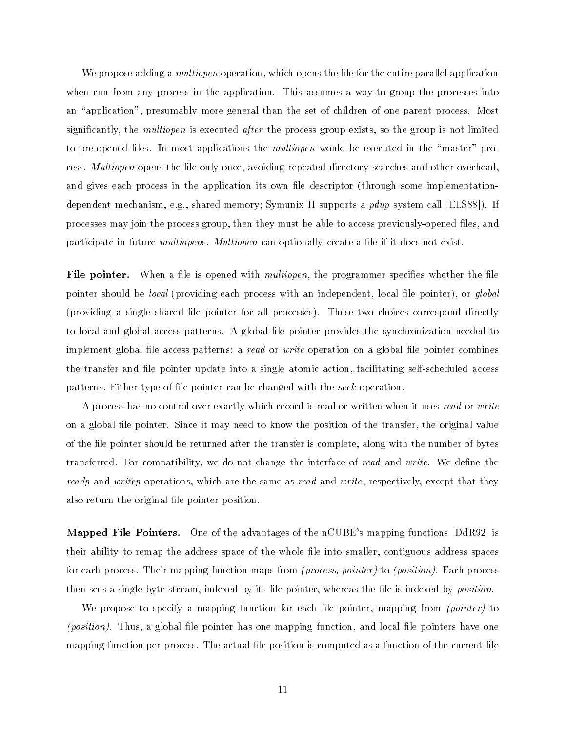We propose adding a *multiopen* operation, which opens the file for the entire parallel application when run from any process in the application. This assumes a way to group the processes into an "application", presumably more general than the set of children of one parent process. Most significantly, the *multiopen* is executed *after* the process group exists, so the group is not limited to pre-opened files. In most applications the *multiopen* would be executed in the "master" process. *Multiopen* opens the file only once, avoiding repeated directory searches and other overhead, and gives each process in the application its own file descriptor (through some implementation-dependent mechanism, e.g., shared memory; Symunix II supports a *pdup* system call [ELS88]). If processes may join the process group, then they must be able to access previously-opened files, and participate in future *multiopen*s. *Multiopen* can optionally create a file if it does not exist.

**File pointer.** When a file is opened with *multiopen*, the programmer specifies whether the file pointer should be *local* (providing each process with an independent, local file pointer), or *global* (providing a single shared file pointer for all processes). These two choices correspond directly to local and global access patterns. A global file pointer provides the synchronization needed to implement global file access patterns: a *read* or *write* operation on a global file pointer combines the transfer and file pointer update into a single atomic action, facilitating self-scheduled access patterns. Either type of file pointer can be changed with the *seek* operation.

A process has no control over exactly which record is read or written when it uses *read* or *write* on a global file pointer. Since it may need to know the position of the transfer, the original value of the file pointer should be returned after the transfer is complete, along with the number of bytes transferred. For compatibility, we do not change the interface of *read* and *write.* We define the *readp* and *writep* operations, which are the same as *read* and *write*, respectively, except that they also return the original file pointer position.

**Mapped File Pointers.** One of the advantages of the nCUBE's mapping functions [DdR92] is their ability to remap the address space of the whole file into smaller, contiguous address spaces for each process. Their mapping function maps from *(process, pointer)* to *(position)*. Each process then sees a single byte stream, indexed by its file pointer, whereas the file is indexed by *position*.

We propose to specify a mapping function for each file pointer, mapping from *(pointer)* to *(position)*. Thus, a global file pointer has one mapping function, and local file pointers have one mapping function per process. The actual file position is computed as a function of the current file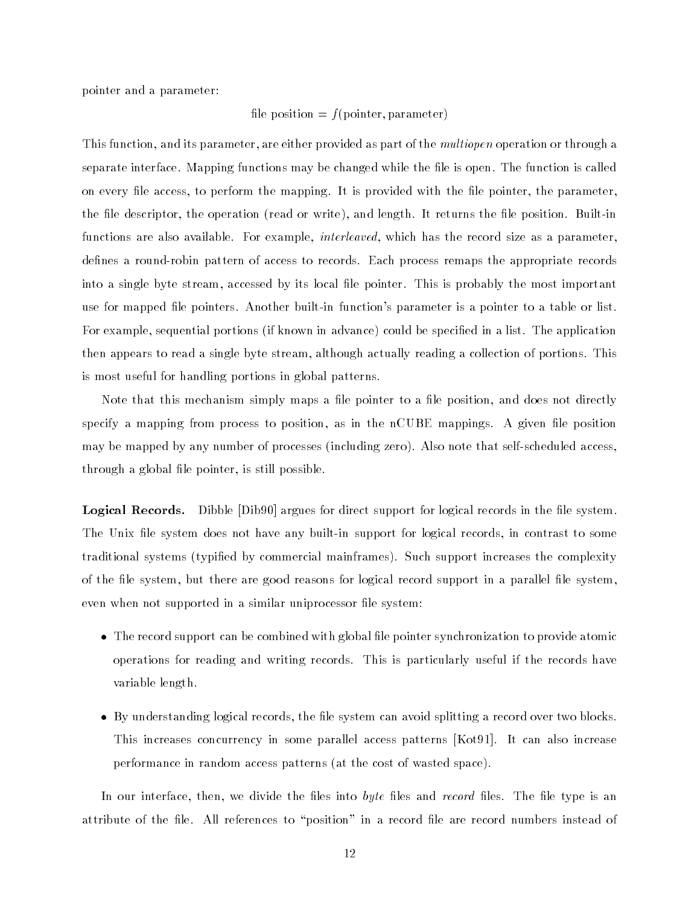pointer and a parameter:

$$\text{file position} = f(\text{pointer}, \text{parameter})$$

This function, and its parameter, are either provided as part of the *multiopen* operation or through a separate interface. Mapping functions may be changed while the file is open. The function is called on every file access, to perform the mapping. It is provided with the file pointer, the parameter, the file descriptor, the operation (read or write), and length. It returns the file position. Built-in functions are also available. For example, *interleaved*, which has the record size as a parameter, defines a round-robin pattern of access to records. Each process remaps the appropriate records into a single byte stream, accessed by its local file pointer. This is probably the most important use for mapped file pointers. Another built-in function's parameter is a pointer to a table or list. For example, sequential portions (if known in advance) could be specified in a list. The application then appears to read a single byte stream, although actually reading a collection of portions. This is most useful for handling portions in global patterns.

Note that this mechanism simply maps a file pointer to a file position, and does not directly specify a mapping from process to position, as in the nCUBE mappings. A given file position may be mapped by any number of processes (including zero). Also note that self-scheduled access, through a global file pointer, is still possible.

**Logical Records.** Dibble [Dib90] argues for direct support for logical records in the file system. The Unix file system does not have any built-in support for logical records, in contrast to some traditional systems (typified by commercial mainframes). Such support increases the complexity of the file system, but there are good reasons for logical record support in a parallel file system, even when not supported in a similar uniprocessor file system:

- The record support can be combined with global file pointer synchronization to provide atomic operations for reading and writing records. This is particularly useful if the records have variable length.
- By understanding logical records, the file system can avoid splitting a record over two blocks. This increases concurrency in some parallel access patterns [Kot91]. It can also increase performance in random access patterns (at the cost of wasted space).

In our interface, then, we divide the files into *byte* files and *record* files. The file type is an attribute of the file. All references to "position" in a record file are record numbers instead of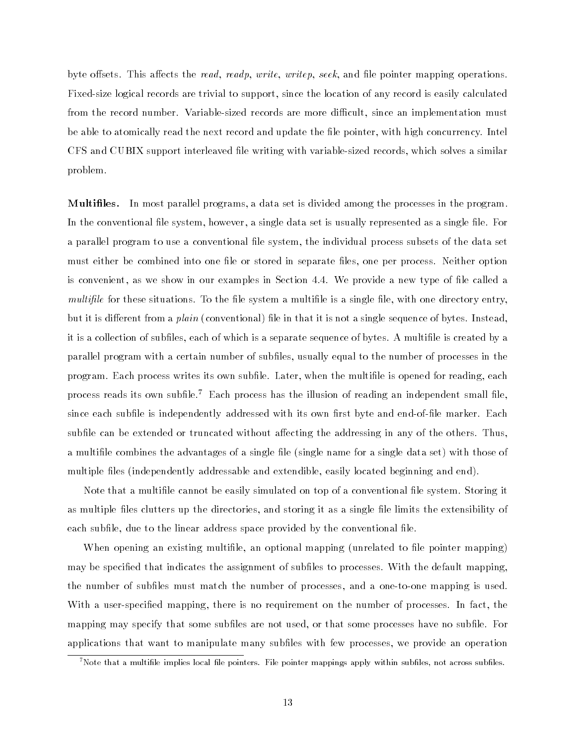byte offsets. This affects the *read*, *readp*, *write*, *writep*, *seek*, and file pointer mapping operations. Fixed-size logical records are trivial to support, since the location of any record is easily calculated from the record number. Variable-sized records are more difficult, since an implementation must be able to atomically read the next record and update the file pointer, with high concurrency. Intel CFS and CUBIX support interleaved file writing with variable-sized records, which solves a similar problem.

**Multifiles.** In most parallel programs, a data set is divided among the processes in the program. In the conventional file system, however, a single data set is usually represented as a single file. For a parallel program to use a conventional file system, the individual process subsets of the data set must either be combined into one file or stored in separate files, one per process. Neither option is convenient, as we show in our examples in Section 4.4. We provide a new type of file called a *multifile* for these situations. To the file system a multifile is a single file, with one directory entry, but it is different from a *plain* (conventional) file in that it is not a single sequence of bytes. Instead, it is a collection of subfiles, each of which is a separate sequence of bytes. A multifile is created by a parallel program with a certain number of subfiles, usually equal to the number of processes in the program. Each process writes its own subfile. Later, when the multifile is opened for reading, each process reads its own subfile.[7] Each process has the illusion of reading an independent small file, since each subfile is independently addressed with its own first byte and end-of-file marker. Each subfile can be extended or truncated without affecting the addressing in any of the others. Thus, a multifile combines the advantages of a single file (single name for a single data set) with those of multiple files (independently addressable and extendible, easily located beginning and end).

Note that a multifile cannot be easily simulated on top of a conventional file system. Storing it as multiple files clutters up the directories, and storing it as a single file limits the extensibility of each subfile, due to the linear address space provided by the conventional file.

When opening an existing multifile, an optional mapping (unrelated to file pointer mapping) may be specified that indicates the assignment of subfiles to processes. With the default mapping, the number of subfiles must match the number of processes, and a one-to-one mapping is used. With a user-specified mapping, there is no requirement on the number of processes. In fact, the mapping may specify that some subfiles are not used, or that some processes have no subfile. For applications that want to manipulate many subfiles with few processes, we provide an operation

[7] Note that a multifile implies local file pointers. File pointer mappings apply within subfiles, not across subfiles.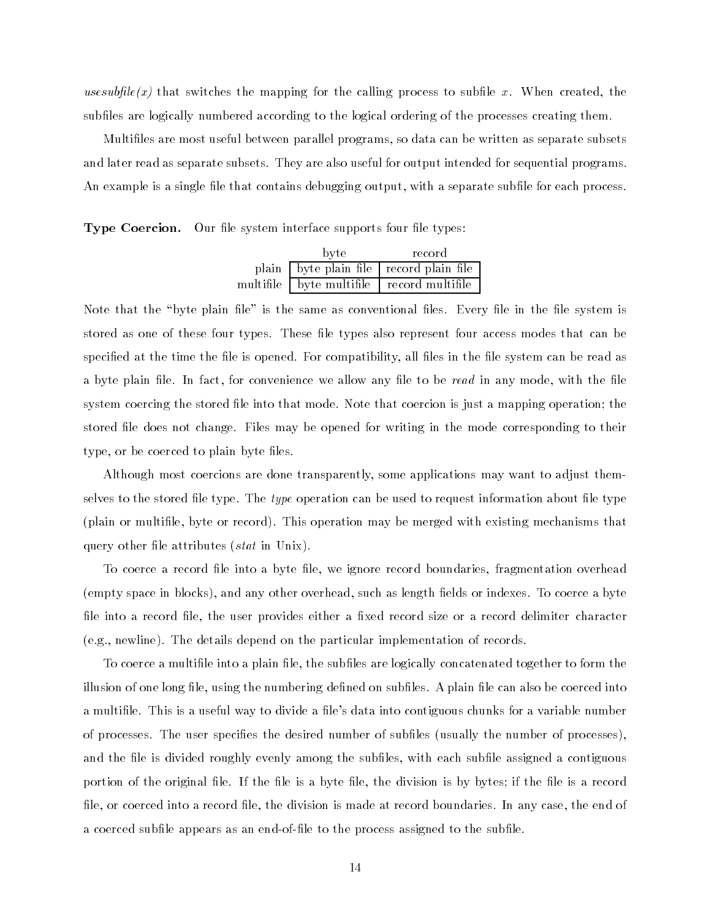*usesubfile(x)* that switches the mapping for the calling process to subfile $x$. When created, the subfiles are logically numbered according to the logical ordering of the processes creating them.

Multifiles are most useful between parallel programs, so data can be written as separate subsets and later read as separate subsets. They are also useful for output intended for sequential programs. An example is a single file that contains debugging output, with a separate subfile for each process.

**Type Coercion.** Our file system interface supports four file types:

| | byte | record |
|---|---|---|
| plain | byte plain file | record plain file |
| multifile | byte multifile | record multifile |

Note that the "byte plain file" is the same as conventional files. Every file in the file system is stored as one of these four types. These file types also represent four access modes that can be specified at the time the file is opened. For compatibility, all files in the file system can be read as a byte plain file. In fact, for convenience we allow any file to be *read* in any mode, with the file system coercing the stored file into that mode. Note that coercion is just a mapping operation; the stored file does not change. Files may be opened for writing in the mode corresponding to their type, or be coerced to plain byte files.

Although most coercions are done transparently, some applications may want to adjust themselves to the stored file type. The *type* operation can be used to request information about file type (plain or multifile, byte or record). This operation may be merged with existing mechanisms that query other file attributes (*stat* in Unix).

To coerce a record file into a byte file, we ignore record boundaries, fragmentation overhead (empty space in blocks), and any other overhead, such as length fields or indexes. To coerce a byte file into a record file, the user provides either a fixed record size or a record delimiter character (e.g., newline). The details depend on the particular implementation of records.

To coerce a multifile into a plain file, the subfiles are logically concatenated together to form the illusion of one long file, using the numbering defined on subfiles. A plain file can also be coerced into a multifile. This is a useful way to divide a file's data into contiguous chunks for a variable number of processes. The user specifies the desired number of subfiles (usually the number of processes), and the file is divided roughly evenly among the subfiles, with each subfile assigned a contiguous portion of the original file. If the file is a byte file, the division is by bytes; if the file is a record file, or coerced into a record file, the division is made at record boundaries. In any case, the end of a coerced subfile appears as an end-of-file to the process assigned to the subfile.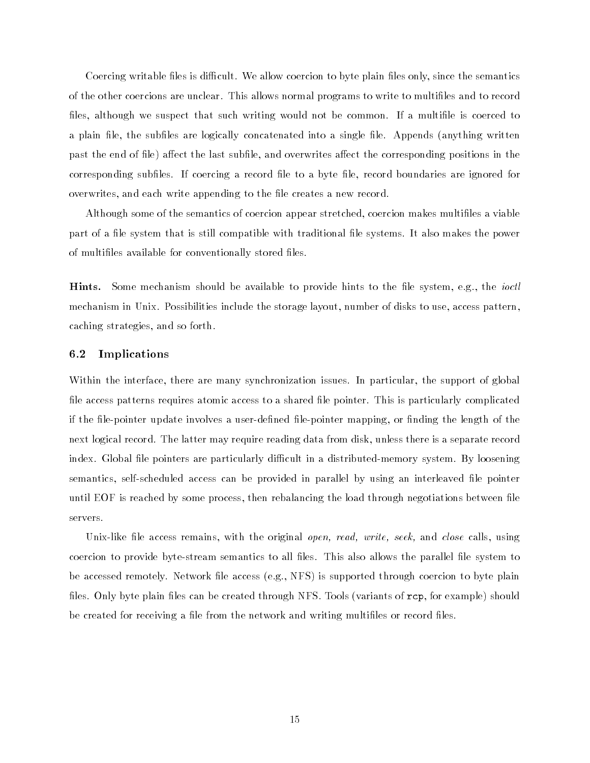Coercing writable files is difficult. We allow coercion to byte plain files only, since the semantics of the other coercions are unclear. This allows normal programs to write to multifiles and to record files, although we suspect that such writing would not be common. If a multifile is coerced to a plain file, the subfiles are logically concatenated into a single file. Appends (anything written past the end of file) affect the last subfile, and overwrites affect the corresponding positions in the corresponding subfiles. If coercing a record file to a byte file, record boundaries are ignored for overwrites, and each write appending to the file creates a new record.

Although some of the semantics of coercion appear stretched, coercion makes multifiles a viable part of a file system that is still compatible with traditional file systems. It also makes the power of multifiles available for conventionally stored files.

**Hints.** Some mechanism should be available to provide hints to the file system, e.g., the *ioctl* mechanism in Unix. Possibilities include the storage layout, number of disks to use, access pattern, caching strategies, and so forth.

## 6.2 Implications

Within the interface, there are many synchronization issues. In particular, the support of global file access patterns requires atomic access to a shared file pointer. This is particularly complicated if the file-pointer update involves a user-defined file-pointer mapping, or finding the length of the next logical record. The latter may require reading data from disk, unless there is a separate record index. Global file pointers are particularly difficult in a distributed-memory system. By loosening semantics, self-scheduled access can be provided in parallel by using an interleaved file pointer until EOF is reached by some process, then rebalancing the load through negotiations between file servers.

Unix-like file access remains, with the original *open, read, write, seek,* and *close* calls, using coercion to provide byte-stream semantics to all files. This also allows the parallel file system to be accessed remotely. Network file access (e.g., NFS) is supported through coercion to byte plain files. Only byte plain files can be created through NFS. Tools (variants of `rcp`, for example) should be created for receiving a file from the network and writing multifiles or record files.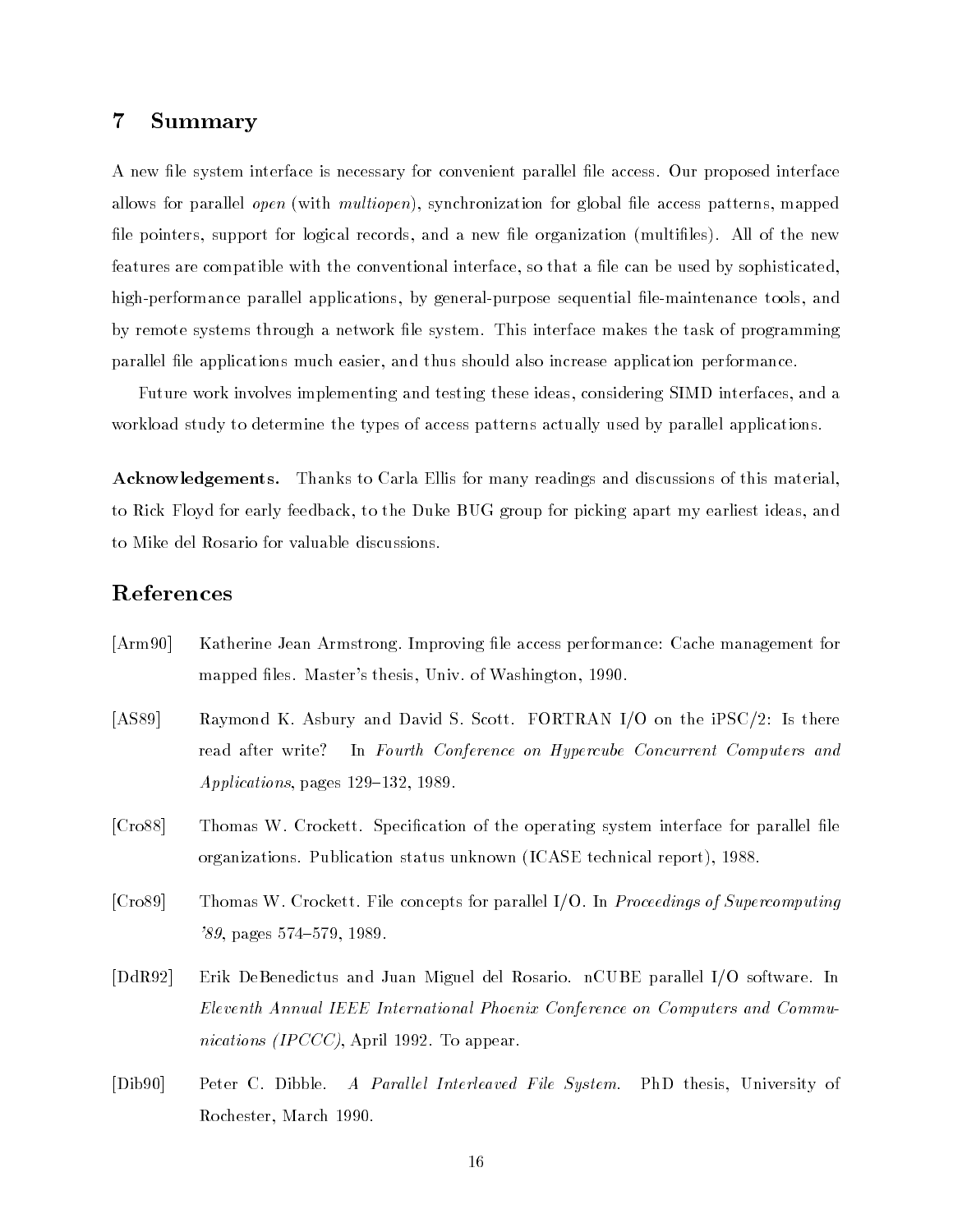## 7 Summary

A new file system interface is necessary for convenient parallel file access. Our proposed interface allows for parallel *open* (with *multiopen*), synchronization for global file access patterns, mapped file pointers, support for logical records, and a new file organization (multifiles). All of the new features are compatible with the conventional interface, so that a file can be used by sophisticated, high-performance parallel applications, by general-purpose sequential file-maintenance tools, and by remote systems through a network file system. This interface makes the task of programming parallel file applications much easier, and thus should also increase application performance.

Future work involves implementing and testing these ideas, considering SIMD interfaces, and a workload study to determine the types of access patterns actually used by parallel applications.

**Acknowledgements.** Thanks to Carla Ellis for many readings and discussions of this material, to Rick Floyd for early feedback, to the Duke BUG group for picking apart my earliest ideas, and to Mike del Rosario for valuable discussions.

## References

[Arm90] Katherine Jean Armstrong. Improving file access performance: Cache management for mapped files. Master's thesis, Univ. of Washington, 1990.

[AS89] Raymond K. Asbury and David S. Scott. FORTRAN I/O on the iPSC/2: Is there read after write? In *Fourth Conference on Hypercube Concurrent Computers and Applications*, pages 129–132, 1989.

[Cro88] Thomas W. Crockett. Specification of the operating system interface for parallel file organizations. Publication status unknown (ICASE technical report), 1988.

[Cro89] Thomas W. Crockett. File concepts for parallel I/O. In *Proceedings of Supercomputing '89*, pages 574–579, 1989.

[DdR92] Erik DeBenedictus and Juan Miguel del Rosario. nCUBE parallel I/O software. In *Eleventh Annual IEEE International Phoenix Conference on Computers and Communications (IPCCC)*, April 1992. To appear.

[Dib90] Peter C. Dibble. *A Parallel Interleaved File System.* PhD thesis, University of Rochester, March 1990.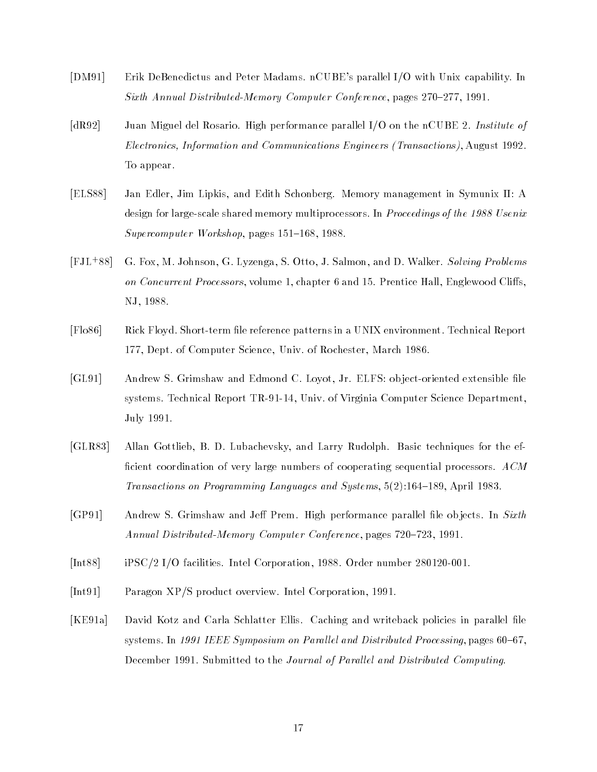[DM91] Erik DeBenedictus and Peter Madams. nCUBE's parallel I/O with Unix capability. In *Sixth Annual Distributed-Memory Computer Conference*, pages 270–277, 1991.

[dR92] Juan Miguel del Rosario. High performance parallel I/O on the nCUBE 2. *Institute of Electronics, Information and Communications Engineers (Transactions)*, August 1992. To appear.

[ELS88] Jan Edler, Jim Lipkis, and Edith Schonberg. Memory management in Symunix II: A design for large-scale shared memory multiprocessors. In *Proceedings of the 1988 Usenix Supercomputer Workshop*, pages 151–168, 1988.

[FJL+88] G. Fox, M. Johnson, G. Lyzenga, S. Otto, J. Salmon, and D. Walker. *Solving Problems on Concurrent Processors*, volume 1, chapter 6 and 15. Prentice Hall, Englewood Cliffs, NJ, 1988.

[Flo86] Rick Floyd. Short-term file reference patterns in a UNIX environment. Technical Report 177, Dept. of Computer Science, Univ. of Rochester, March 1986.

[GL91] Andrew S. Grimshaw and Edmond C. Loyot, Jr. ELFS: object-oriented extensible file systems. Technical Report TR-91-14, Univ. of Virginia Computer Science Department, July 1991.

[GLR83] Allan Gottlieb, B. D. Lubachevsky, and Larry Rudolph. Basic techniques for the efficient coordination of very large numbers of cooperating sequential processors. *ACM Transactions on Programming Languages and Systems*, 5(2):164–189, April 1983.

[GP91] Andrew S. Grimshaw and Jeff Prem. High performance parallel file objects. In *Sixth Annual Distributed-Memory Computer Conference*, pages 720–723, 1991.

[Int88] iPSC/2 I/O facilities. Intel Corporation, 1988. Order number 280120-001.

[Int91] Paragon XP/S product overview. Intel Corporation, 1991.

[KE91a] David Kotz and Carla Schlatter Ellis. Caching and writeback policies in parallel file systems. In *1991 IEEE Symposium on Parallel and Distributed Processing*, pages 60–67, December 1991. Submitted to the *Journal of Parallel and Distributed Computing*.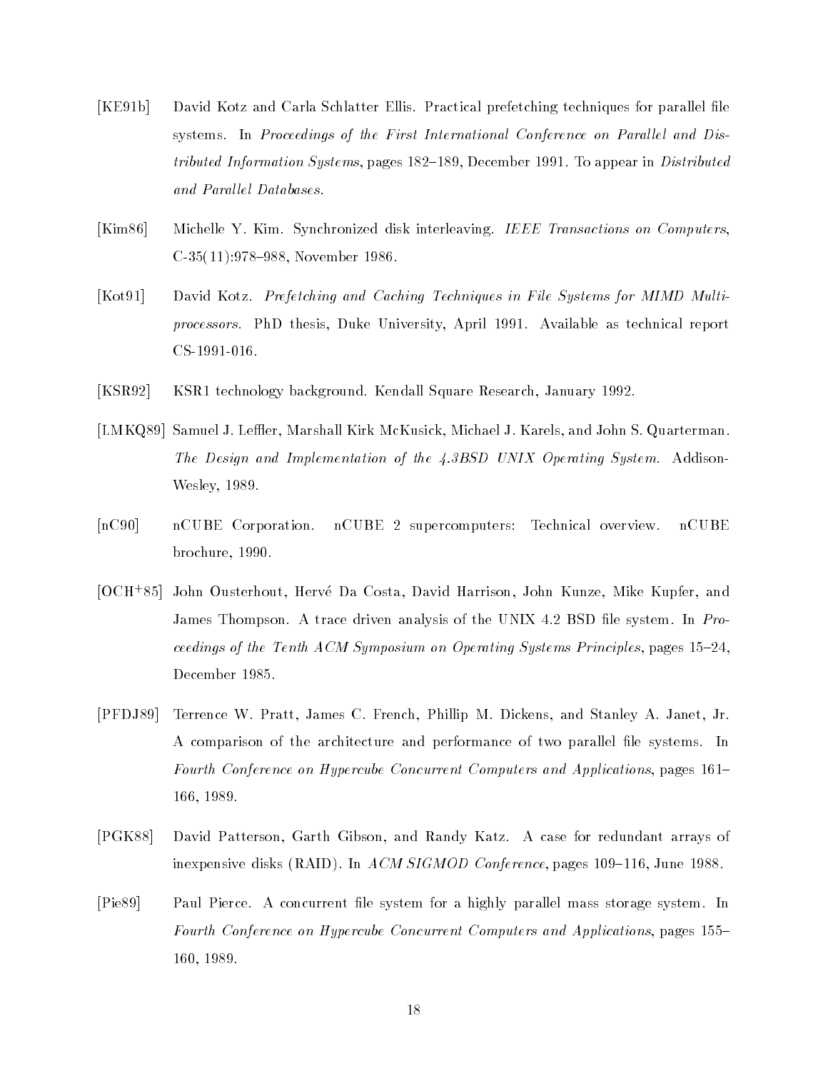[KE91b] David Kotz and Carla Schlatter Ellis. Practical prefetching techniques for parallel file systems. In *Proceedings of the First International Conference on Parallel and Distributed Information Systems*, pages 182–189, December 1991. To appear in *Distributed and Parallel Databases*.

[Kim86] Michelle Y. Kim. Synchronized disk interleaving. *IEEE Transactions on Computers*, C-35(11):978–988, November 1986.

[Kot91] David Kotz. *Prefetching and Caching Techniques in File Systems for MIMD Multiprocessors*. PhD thesis, Duke University, April 1991. Available as technical report CS-1991-016.

[KSR92] KSR1 technology background. Kendall Square Research, January 1992.

[LMKQ89] Samuel J. Leffler, Marshall Kirk McKusick, Michael J. Karels, and John S. Quarterman. *The Design and Implementation of the 4.3BSD UNIX Operating System*. Addison-Wesley, 1989.

[nC90] nCUBE Corporation. nCUBE 2 supercomputers: Technical overview. nCUBE brochure, 1990.

[OCH+85] John Ousterhout, Hervé Da Costa, David Harrison, John Kunze, Mike Kupfer, and James Thompson. A trace driven analysis of the UNIX 4.2 BSD file system. In *Proceedings of the Tenth ACM Symposium on Operating Systems Principles*, pages 15–24, December 1985.

[PFDJ89] Terrence W. Pratt, James C. French, Phillip M. Dickens, and Stanley A. Janet, Jr. A comparison of the architecture and performance of two parallel file systems. In *Fourth Conference on Hypercube Concurrent Computers and Applications*, pages 161–166, 1989.

[PGK88] David Patterson, Garth Gibson, and Randy Katz. A case for redundant arrays of inexpensive disks (RAID). In *ACM SIGMOD Conference*, pages 109–116, June 1988.

[Pie89] Paul Pierce. A concurrent file system for a highly parallel mass storage system. In *Fourth Conference on Hypercube Concurrent Computers and Applications*, pages 155–160, 1989.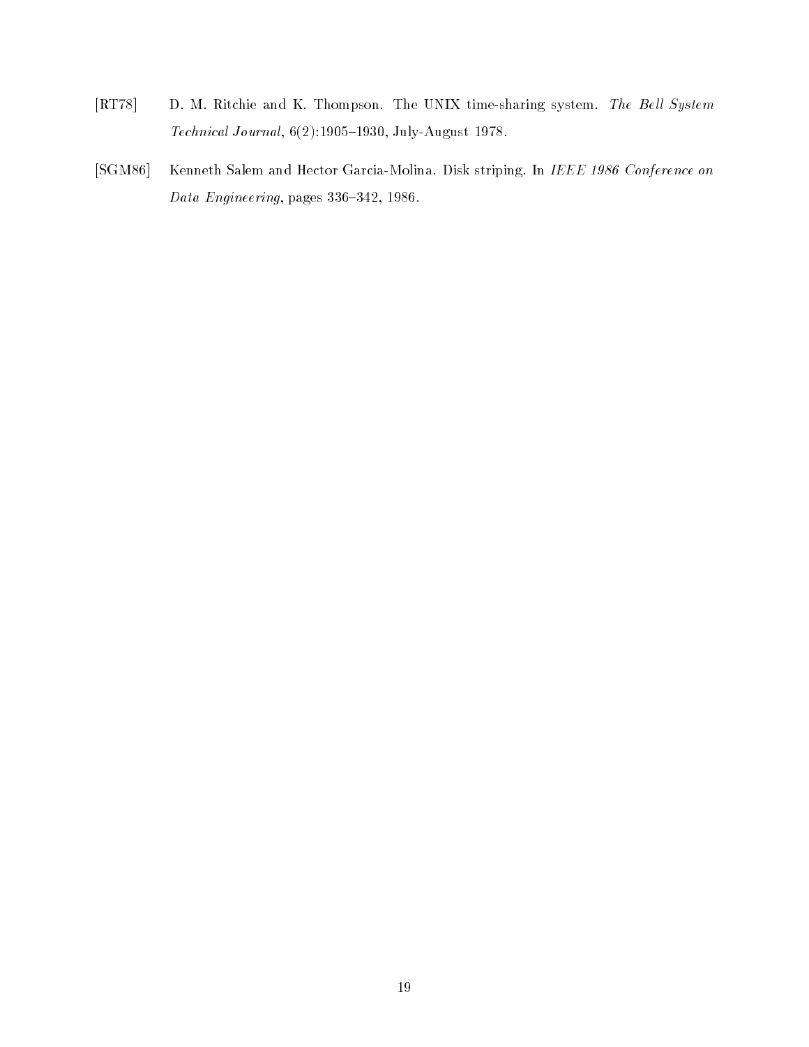[RT78] D. M. Ritchie and K. Thompson. The UNIX time-sharing system. *The Bell System Technical Journal*, 6(2):1905–1930, July-August 1978.

[SGM86] Kenneth Salem and Hector Garcia-Molina. Disk striping. In *IEEE 1986 Conference on Data Engineering*, pages 336–342, 1986.